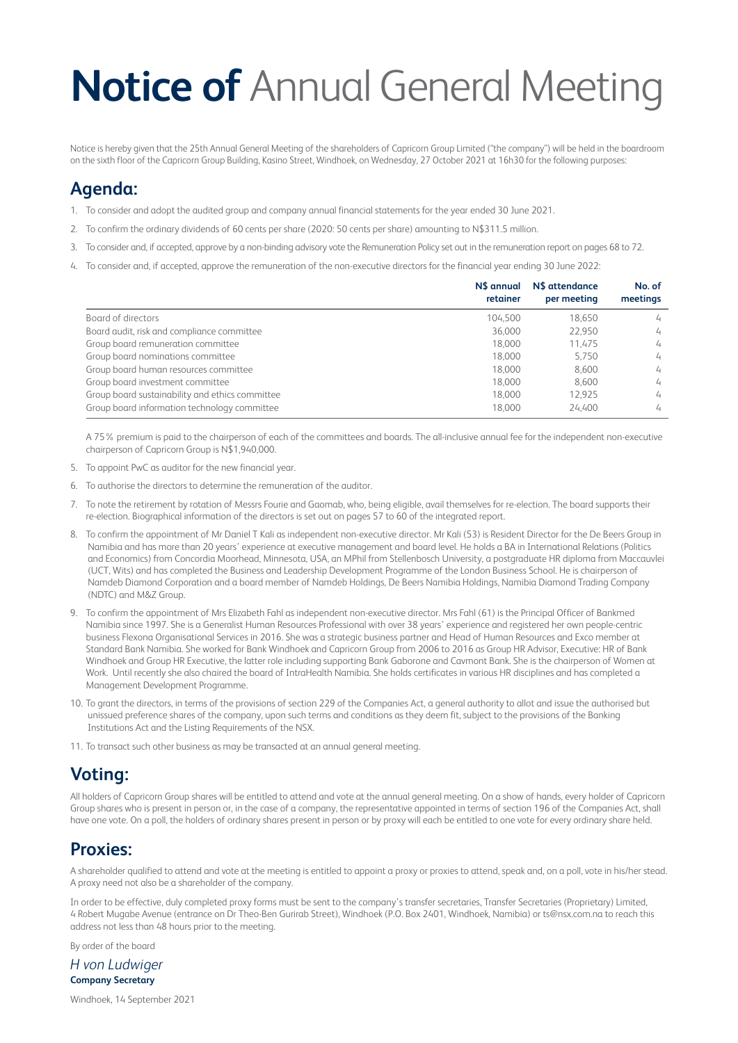# **Notice of** Annual General Meeting

Notice is hereby given that the 25th Annual General Meeting of the shareholders of Capricorn Group Limited ("the company") will be held in the boardroom on the sixth floor of the Capricorn Group Building, Kasino Street, Windhoek, on Wednesday, 27 October 2021 at 16h30 for the following purposes:

## Agenda:

1. To consider and adopt the audited group and company annual financial statements for the year ended 30 June 2021.
2. To confirm the ordinary dividends of 60 cents per share (2020: 50 cents per share) amounting to N$311.5 million.
3. To consider and, if accepted, approve by a non-binding advisory vote the Remuneration Policy set out in the remuneration report on pages 68 to 72.
4. To consider and, if accepted, approve the remuneration of the non-executive directors for the financial year ending 30 June 2022:

| | N$ annual retainer | N$ attendance per meeting | No. of meetings |
|---|---|---|---|
| Board of directors | 104,500 | 18,650 | 4 |
| Board audit, risk and compliance committee | 36,000 | 22,950 | 4 |
| Group board remuneration committee | 18,000 | 11,475 | 4 |
| Group board nominations committee | 18,000 | 5,750 | 4 |
| Group board human resources committee | 18,000 | 8,600 | 4 |
| Group board investment committee | 18,000 | 8,600 | 4 |
| Group board sustainability and ethics committee | 18,000 | 12,925 | 4 |
| Group board information technology committee | 18,000 | 24,400 | 4 |

A 75% premium is paid to the chairperson of each of the committees and boards. The all-inclusive annual fee for the independent non-executive chairperson of Capricorn Group is N$1,940,000.

5. To appoint PwC as auditor for the new financial year.
6. To authorise the directors to determine the remuneration of the auditor.
7. To note the retirement by rotation of Messrs Fourie and Gaomab, who, being eligible, avail themselves for re-election. The board supports their re-election. Biographical information of the directors is set out on pages 57 to 60 of the integrated report.
8. To confirm the appointment of Mr Daniel T Kali as independent non-executive director. Mr Kali (53) is Resident Director for the De Beers Group in Namibia and has more than 20 years' experience at executive management and board level. He holds a BA in International Relations (Politics and Economics) from Concordia Moorhead, Minnesota, USA, an MPhil from Stellenbosch University, a postgraduate HR diploma from Maccauvlei (UCT, Wits) and has completed the Business and Leadership Development Programme of the London Business School. He is chairperson of Namdeb Diamond Corporation and a board member of Namdeb Holdings, De Beers Namibia Holdings, Namibia Diamond Trading Company (NDTC) and M&Z Group.
9. To confirm the appointment of Mrs Elizabeth Fahl as independent non-executive director. Mrs Fahl (61) is the Principal Officer of Bankmed Namibia since 1997. She is a Generalist Human Resources Professional with over 38 years' experience and registered her own people-centric business Flexona Organisational Services in 2016. She was a strategic business partner and Head of Human Resources and Exco member at Standard Bank Namibia. She worked for Bank Windhoek and Capricorn Group from 2006 to 2016 as Group HR Advisor, Executive: HR of Bank Windhoek and Group HR Executive, the latter role including supporting Bank Gaborone and Cavmont Bank. She is the chairperson of Women at Work. Until recently she also chaired the board of IntraHealth Namibia. She holds certificates in various HR disciplines and has completed a Management Development Programme.
10. To grant the directors, in terms of the provisions of section 229 of the Companies Act, a general authority to allot and issue the authorised but unissued preference shares of the company, upon such terms and conditions as they deem fit, subject to the provisions of the Banking Institutions Act and the Listing Requirements of the NSX.
11. To transact such other business as may be transacted at an annual general meeting.

## Voting:

All holders of Capricorn Group shares will be entitled to attend and vote at the annual general meeting. On a show of hands, every holder of Capricorn Group shares who is present in person or, in the case of a company, the representative appointed in terms of section 196 of the Companies Act, shall have one vote. On a poll, the holders of ordinary shares present in person or by proxy will each be entitled to one vote for every ordinary share held.

## Proxies:

A shareholder qualified to attend and vote at the meeting is entitled to appoint a proxy or proxies to attend, speak and, on a poll, vote in his/her stead. A proxy need not also be a shareholder of the company.

In order to be effective, duly completed proxy forms must be sent to the company's transfer secretaries, Transfer Secretaries (Proprietary) Limited, 4 Robert Mugabe Avenue (entrance on Dr Theo-Ben Gurirab Street), Windhoek (P.O. Box 2401, Windhoek, Namibia) or ts@nsx.com.na to reach this address not less than 48 hours prior to the meeting.

By order of the board

*H von Ludwiger*
**Company Secretary**

Windhoek, 14 September 2021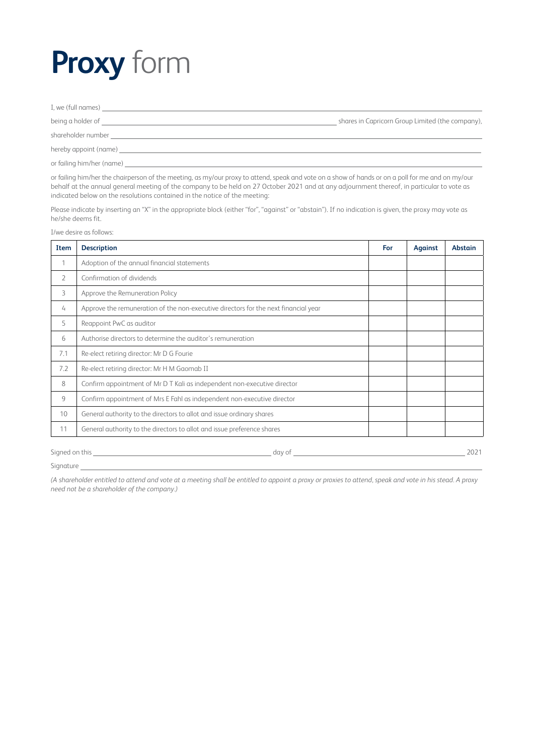# **Proxy** form

I, we (full names) \_\_\_\_\_\_\_\_\_\_\_\_\_\_\_\_\_\_\_\_\_\_\_\_\_\_\_\_\_\_\_\_\_\_\_\_\_\_\_\_

being a holder of \_\_\_\_\_\_\_\_\_\_\_\_\_\_\_\_\_\_\_\_\_\_\_\_\_\_\_\_\_\_ shares in Capricorn Group Limited (the company),

shareholder number \_\_\_\_\_\_\_\_\_\_\_\_\_\_\_\_\_\_\_\_\_\_\_\_\_\_\_\_\_\_\_\_\_\_\_\_\_\_\_\_

hereby appoint (name) \_\_\_\_\_\_\_\_\_\_\_\_\_\_\_\_\_\_\_\_\_\_\_\_\_\_\_\_\_\_\_\_\_\_\_\_\_\_\_\_

or failing him/her (name) \_\_\_\_\_\_\_\_\_\_\_\_\_\_\_\_\_\_\_\_\_\_\_\_\_\_\_\_\_\_\_\_\_\_\_\_\_\_\_\_

or failing him/her the chairperson of the meeting, as my/our proxy to attend, speak and vote on a show of hands or on a poll for me and on my/our behalf at the annual general meeting of the company to be held on 27 October 2021 and at any adjournment thereof, in particular to vote as indicated below on the resolutions contained in the notice of the meeting:

Please indicate by inserting an "X" in the appropriate block (either "for", "against" or "abstain"). If no indication is given, the proxy may vote as he/she deems fit.

I/we desire as follows:

| Item | Description | For | Against | Abstain |
|---|---|---|---|---|
| 1 | Adoption of the annual financial statements | | | |
| 2 | Confirmation of dividends | | | |
| 3 | Approve the Remuneration Policy | | | |
| 4 | Approve the remuneration of the non-executive directors for the next financial year | | | |
| 5 | Reappoint PwC as auditor | | | |
| 6 | Authorise directors to determine the auditor's remuneration | | | |
| 7.1 | Re-elect retiring director: Mr D G Fourie | | | |
| 7.2 | Re-elect retiring director: Mr H M Gaomab II | | | |
| 8 | Confirm appointment of Mr D T Kali as independent non-executive director | | | |
| 9 | Confirm appointment of Mrs E Fahl as independent non-executive director | | | |
| 10 | General authority to the directors to allot and issue ordinary shares | | | |
| 11 | General authority to the directors to allot and issue preference shares | | | |

Signed on this \_\_\_\_\_\_\_\_\_\_\_\_\_\_\_\_\_\_\_\_ day of \_\_\_\_\_\_\_\_\_\_\_\_\_\_\_\_\_\_\_\_ 2021

Signature \_\_\_\_\_\_\_\_\_\_\_\_\_\_\_\_\_\_\_\_\_\_\_\_\_\_\_\_\_\_\_\_\_\_\_\_\_\_\_\_

*(A shareholder entitled to attend and vote at a meeting shall be entitled to appoint a proxy or proxies to attend, speak and vote in his stead. A proxy need not be a shareholder of the company.)*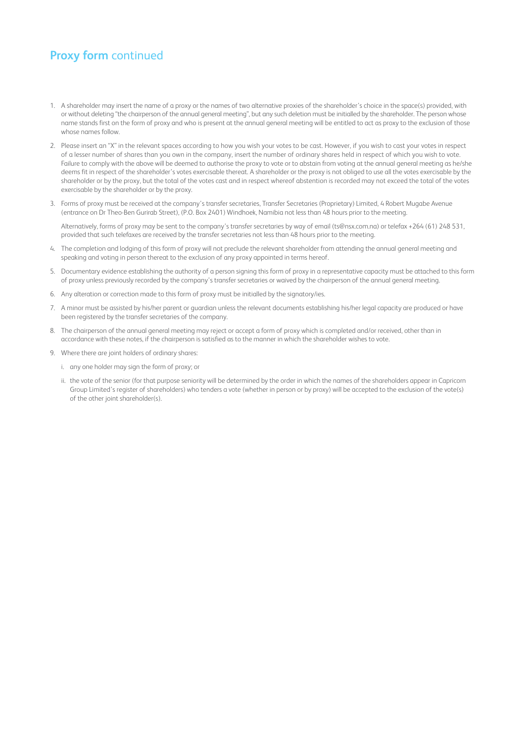# **Proxy form** continued

1. A shareholder may insert the name of a proxy or the names of two alternative proxies of the shareholder's choice in the space(s) provided, with or without deleting "the chairperson of the annual general meeting", but any such deletion must be initialled by the shareholder. The person whose name stands first on the form of proxy and who is present at the annual general meeting will be entitled to act as proxy to the exclusion of those whose names follow.

2. Please insert an "X" in the relevant spaces according to how you wish your votes to be cast. However, if you wish to cast your votes in respect of a lesser number of shares than you own in the company, insert the number of ordinary shares held in respect of which you wish to vote. Failure to comply with the above will be deemed to authorise the proxy to vote or to abstain from voting at the annual general meeting as he/she deems fit in respect of the shareholder's votes exercisable thereat. A shareholder or the proxy is not obliged to use all the votes exercisable by the shareholder or by the proxy, but the total of the votes cast and in respect whereof abstention is recorded may not exceed the total of the votes exercisable by the shareholder or by the proxy.

3. Forms of proxy must be received at the company's transfer secretaries, Transfer Secretaries (Proprietary) Limited, 4 Robert Mugabe Avenue (entrance on Dr Theo-Ben Gurirab Street), (P.O. Box 2401) Windhoek, Namibia not less than 48 hours prior to the meeting.

   Alternatively, forms of proxy may be sent to the company's transfer secretaries by way of email (ts@nsx.com.na) or telefax +264 (61) 248 531, provided that such telefaxes are received by the transfer secretaries not less than 48 hours prior to the meeting.

4. The completion and lodging of this form of proxy will not preclude the relevant shareholder from attending the annual general meeting and speaking and voting in person thereat to the exclusion of any proxy appointed in terms hereof.

5. Documentary evidence establishing the authority of a person signing this form of proxy in a representative capacity must be attached to this form of proxy unless previously recorded by the company's transfer secretaries or waived by the chairperson of the annual general meeting.

6. Any alteration or correction made to this form of proxy must be initialled by the signatory/ies.

7. A minor must be assisted by his/her parent or guardian unless the relevant documents establishing his/her legal capacity are produced or have been registered by the transfer secretaries of the company.

8. The chairperson of the annual general meeting may reject or accept a form of proxy which is completed and/or received, other than in accordance with these notes, if the chairperson is satisfied as to the manner in which the shareholder wishes to vote.

9. Where there are joint holders of ordinary shares:

   i. any one holder may sign the form of proxy; or

   ii. the vote of the senior (for that purpose seniority will be determined by the order in which the names of the shareholders appear in Capricorn Group Limited's register of shareholders) who tenders a vote (whether in person or by proxy) will be accepted to the exclusion of the vote(s) of the other joint shareholder(s).